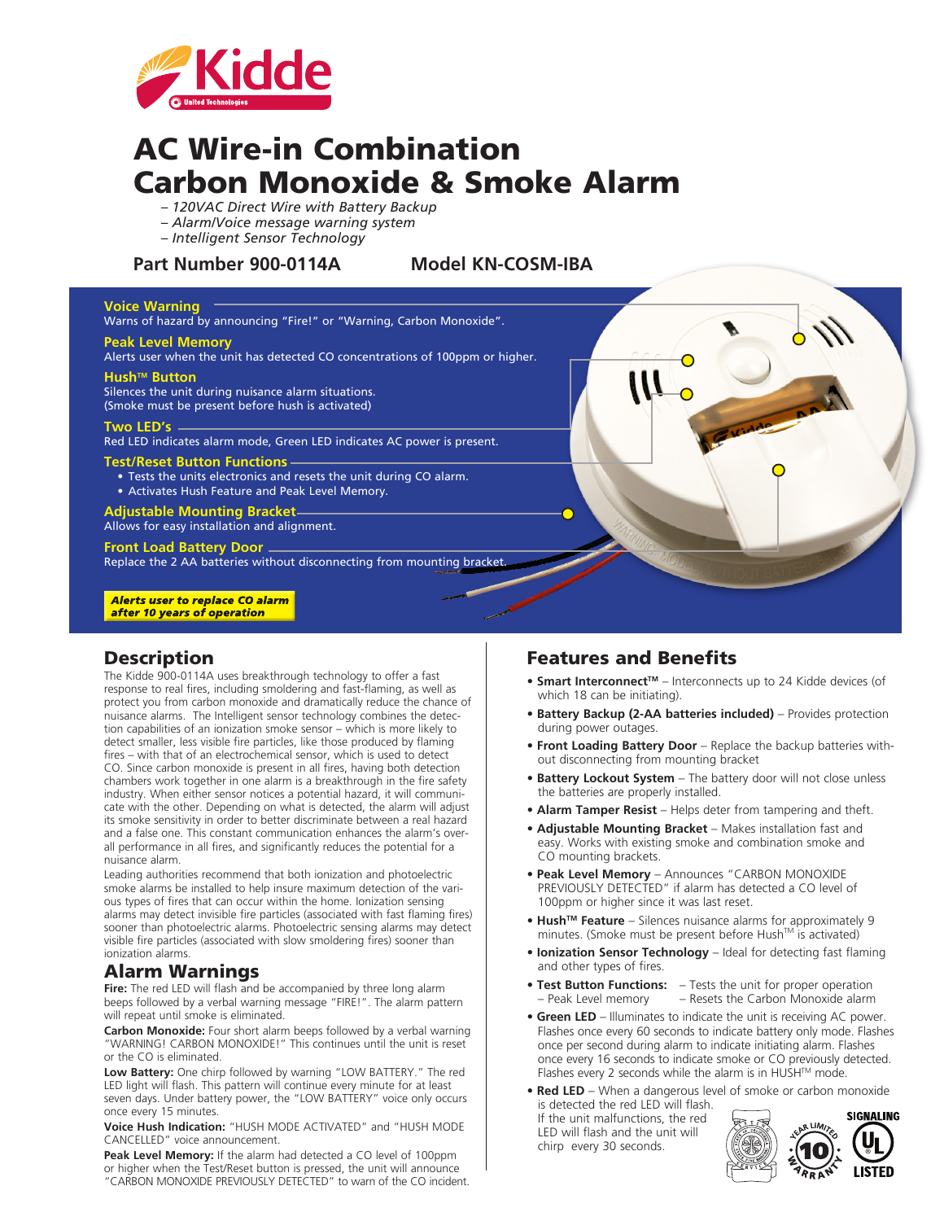Kidde

United Technologies

# AC Wire-in Combination Carbon Monoxide & Smoke Alarm

*– 120VAC Direct Wire with Battery Backup*
*– Alarm/Voice message warning system*
*– Intelligent Sensor Technology*

**Part Number 900-0114A** **Model KN-COSM-IBA**

**Voice Warning**
Warns of hazard by announcing "Fire!" or "Warning, Carbon Monoxide".

**Peak Level Memory**
Alerts user when the unit has detected CO concentrations of 100ppm or higher.

**Hush™ Button**
Silences the unit during nuisance alarm situations.
(Smoke must be present before hush is activated)

**Two LED's**
Red LED indicates alarm mode, Green LED indicates AC power is present.

**Test/Reset Button Functions**
- Tests the units electronics and resets the unit during CO alarm.
- Activates Hush Feature and Peak Level Memory.

**Adjustable Mounting Bracket**
Allows for easy installation and alignment.

**Front Load Battery Door**
Replace the 2 AA batteries without disconnecting from mounting bracket.

***Alerts user to replace CO alarm after 10 years of operation***

## Description

The Kidde 900-0114A uses breakthrough technology to offer a fast response to real fires, including smoldering and fast-flaming, as well as protect you from carbon monoxide and dramatically reduce the chance of nuisance alarms. The Intelligent sensor technology combines the detection capabilities of an ionization smoke sensor – which is more likely to detect smaller, less visible fire particles, like those produced by flaming fires – with that of an electrochemical sensor, which is used to detect CO. Since carbon monoxide is present in all fires, having both detection chambers work together in one alarm is a breakthrough in the fire safety industry. When either sensor notices a potential hazard, it will communicate with the other. Depending on what is detected, the alarm will adjust its smoke sensitivity in order to better discriminate between a real hazard and a false one. This constant communication enhances the alarm's overall performance in all fires, and significantly reduces the potential for a nuisance alarm.

Leading authorities recommend that both ionization and photoelectric smoke alarms be installed to help insure maximum detection of the various types of fires that can occur within the home. Ionization sensing alarms may detect invisible fire particles (associated with fast flaming fires) sooner than photoelectric alarms. Photoelectric sensing alarms may detect visible fire particles (associated with slow smoldering fires) sooner than ionization alarms.

## Alarm Warnings

**Fire:** The red LED will flash and be accompanied by three long alarm beeps followed by a verbal warning message "FIRE!". The alarm pattern will repeat until smoke is eliminated.

**Carbon Monoxide:** Four short alarm beeps followed by a verbal warning "WARNING! CARBON MONOXIDE!" This continues until the unit is reset or the CO is eliminated.

**Low Battery:** One chirp followed by warning "LOW BATTERY." The red LED light will flash. This pattern will continue every minute for at least seven days. Under battery power, the "LOW BATTERY" voice only occurs once every 15 minutes.

**Voice Hush Indication:** "HUSH MODE ACTIVATED" and "HUSH MODE CANCELLED" voice announcement.

**Peak Level Memory:** If the alarm had detected a CO level of 100ppm or higher when the Test/Reset button is pressed, the unit will announce "CARBON MONOXIDE PREVIOUSLY DETECTED" to warn of the CO incident.

## Features and Benefits

- **Smart Interconnect™** – Interconnects up to 24 Kidde devices (of which 18 can be initiating).
- **Battery Backup (2-AA batteries included)** – Provides protection during power outages.
- **Front Loading Battery Door** – Replace the backup batteries without disconnecting from mounting bracket
- **Battery Lockout System** – The battery door will not close unless the batteries are properly installed.
- **Alarm Tamper Resist** – Helps deter from tampering and theft.
- **Adjustable Mounting Bracket** – Makes installation fast and easy. Works with existing smoke and combination smoke and CO mounting brackets.
- **Peak Level Memory** – Announces "CARBON MONOXIDE PREVIOUSLY DETECTED" if alarm has detected a CO level of 100ppm or higher since it was last reset.
- **Hush™ Feature** – Silences nuisance alarms for approximately 9 minutes. (Smoke must be present before Hush™ is activated)
- **Ionization Sensor Technology** – Ideal for detecting fast flaming and other types of fires.
- **Test Button Functions:** – Tests the unit for proper operation – Peak Level memory – Resets the Carbon Monoxide alarm
- **Green LED** – Illuminates to indicate the unit is receiving AC power. Flashes once every 60 seconds to indicate battery only mode. Flashes once per second during alarm to indicate initiating alarm. Flashes once every 16 seconds to indicate smoke or CO previously detected. Flashes every 2 seconds while the alarm is in HUSH™ mode.
- **Red LED** – When a dangerous level of smoke or carbon monoxide is detected the red LED will flash. If the unit malfunctions, the red LED will flash and the unit will chirp every 30 seconds.

10 Year Limited Warranty

SIGNALING UL LISTED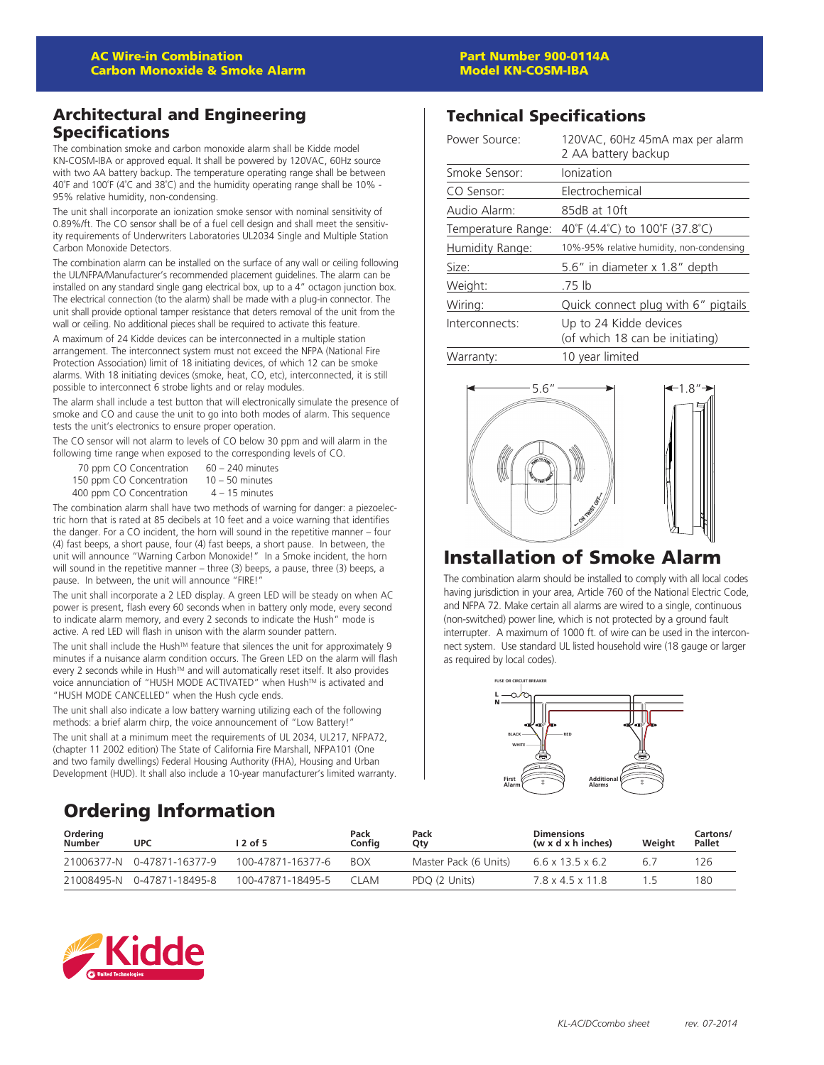**AC Wire-in Combination Carbon Monoxide & Smoke Alarm**

**Part Number 900-0114A**
**Model KN-COSM-IBA**

## Architectural and Engineering Specifications

The combination smoke and carbon monoxide alarm shall be Kidde model KN-COSM-IBA or approved equal. It shall be powered by 120VAC, 60Hz source with two AA battery backup. The temperature operating range shall be between 40˚F (4˚C and 38˚C) and 100˚F (38˚C) and the humidity operating range shall be 10% - 95% relative humidity, non-condensing.

The unit shall incorporate an ionization smoke sensor with nominal sensitivity of 0.89%/ft. The CO sensor shall be of a fuel cell design and shall meet the sensitivity requirements of Underwriters Laboratories UL2034 Single and Multiple Station Carbon Monoxide Detectors.

The combination alarm can be installed on the surface of any wall or ceiling following the UL/NFPA/Manufacturer's recommended placement guidelines. The alarm can be installed on any standard single gang electrical box, up to a 4" octagon junction box. The electrical connection (to the alarm) shall be made with a plug-in connector. The unit shall provide optional tamper resistance that deters removal of the unit from the wall or ceiling. No additional pieces shall be required to activate this feature.

A maximum of 24 Kidde devices can be interconnected in a multiple station arrangement. The interconnect system must not exceed the NFPA (National Fire Protection Association) limit of 18 initiating devices, of which 12 can be smoke alarms. With 18 initiating devices (smoke, heat, CO, etc), interconnected, it is still possible to interconnect 6 strobe lights and or relay modules.

The alarm shall include a test button that will electronically simulate the presence of smoke and CO and cause the unit to go into both modes of alarm. This sequence tests the unit's electronics to ensure proper operation.

The CO sensor will not alarm to levels of CO below 30 ppm and will alarm in the following time range when exposed to the corresponding levels of CO.

| | |
|---|---|
| 70 ppm CO Concentration | 60 – 240 minutes |
| 150 ppm CO Concentration | 10 – 50 minutes |
| 400 ppm CO Concentration | 4 – 15 minutes |

The combination alarm shall have two methods of warning for danger: a piezoelectric horn that is rated at 85 decibels at 10 feet and a voice warning that identifies the danger. For a CO incident, the horn will sound in the repetitive manner – four (4) fast beeps, a short pause, four (4) fast beeps, a short pause. In between, the unit will announce "Warning Carbon Monoxide!" In a Smoke incident, the horn will sound in the repetitive manner – three (3) beeps, a pause, three (3) beeps, a pause. In between, the unit will announce "FIRE!"

The unit shall incorporate a 2 LED display. A green LED will be steady on when AC power is present, flash every 60 seconds when in battery only mode, every second to indicate alarm memory, and every 2 seconds to indicate the Hush" mode is active. A red LED will flash in unison with the alarm sounder pattern.

The unit shall include the Hush™ feature that silences the unit for approximately 9 minutes if a nuisance alarm condition occurs. The Green LED on the alarm will flash every 2 seconds while in Hush™ and will automatically reset itself. It also provides voice annunciation of "HUSH MODE ACTIVATED" when Hush™ is activated and "HUSH MODE CANCELLED" when the Hush cycle ends.

The unit shall also indicate a low battery warning utilizing each of the following methods: a brief alarm chirp, the voice announcement of "Low Battery!"

The unit shall at a minimum meet the requirements of UL 2034, UL217, NFPA72, (chapter 11 2002 edition) The State of California Fire Marshall, NFPA101 (One and two family dwellings) Federal Housing Authority (FHA), Housing and Urban Development (HUD). It shall also include a 10-year manufacturer's limited warranty.

## Technical Specifications

| | |
|---|---|
| Power Source: | 120VAC, 60Hz 45mA max per alarm<br>2 AA battery backup |
| Smoke Sensor: | Ionization |
| CO Sensor: | Electrochemical |
| Audio Alarm: | 85dB at 10ft |
| Temperature Range: | 40˚F (4.4˚C) to 100˚F (37.8˚C) |
| Humidity Range: | 10%-95% relative humidity, non-condensing |
| Size: | 5.6" in diameter x 1.8" depth |
| Weight: | .75 lb |
| Wiring: | Quick connect plug with 6" pigtails |
| Interconnects: | Up to 24 Kidde devices<br>(of which 18 can be initiating) |
| Warranty: | 10 year limited |

5.6"

1.8"

## Installation of Smoke Alarm

The combination alarm should be installed to comply with all local codes having jurisdiction in your area, Article 760 of the National Electric Code, and NFPA 72. Make certain all alarms are wired to a single, continuous (non-switched) power line, which is not protected by a ground fault interrupter. A maximum of 1000 ft. of wire can be used in the interconnect system. Use standard UL listed household wire (18 gauge or larger as required by local codes).

FUSE OR CIRCUIT BREAKER
L
N
BLACK
RED
WHITE
First Alarm
Additional Alarms

## Ordering Information

| Ordering Number | UPC | I 2 of 5 | Pack Config | Pack Qty | Dimensions (w x d x h inches) | Weight | Cartons/ Pallet |
|---|---|---|---|---|---|---|---|
| 21006377-N | 0-47871-16377-9 | 100-47871-16377-6 | BOX | Master Pack (6 Units) | 6.6 x 13.5 x 6.2 | 6.7 | 126 |
| 21008495-N | 0-47871-18495-8 | 100-47871-18495-5 | CLAM | PDQ (2 Units) | 7.8 x 4.5 x 11.8 | 1.5 | 180 |

Kidde
United Technologies

*KL-AC/DCcombo sheet* *rev. 07-2014*